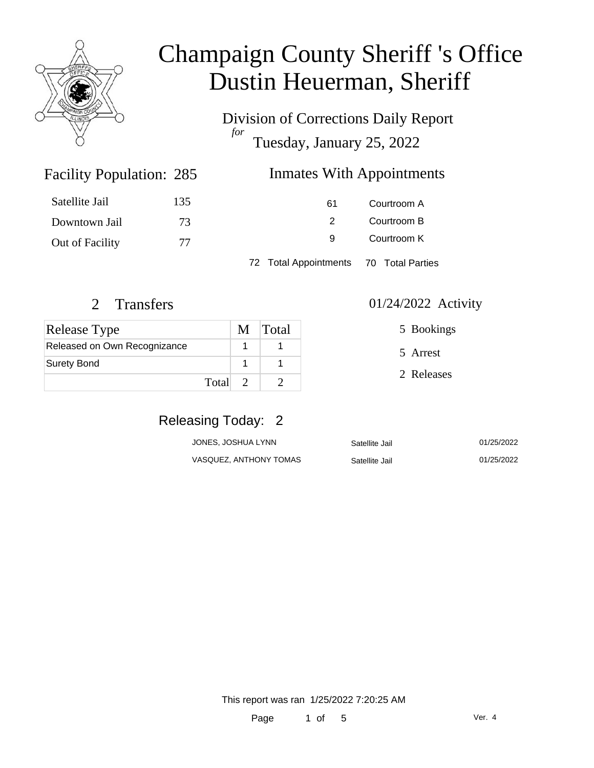# Champaign County Sheriff 's Office
# Dustin Heuerman, Sheriff

Division of Corrections Daily Report
*for*
Tuesday, January 25, 2022

## Facility Population: 285

| | |
|---|---|
| Satellite Jail | 135 |
| Downtown Jail | 73 |
| Out of Facility | 77 |

## Inmates With Appointments

| | |
|---|---|
| 61 | Courtroom A |
| 2 | Courtroom B |
| 9 | Courtroom K |

72 Total Appointments    70 Total Parties

## 2 Transfers

| Release Type | M | Total |
|---|---|---|
| Released on Own Recognizance | 1 | 1 |
| Surety Bond | 1 | 1 |
| Total | 2 | 2 |

## 01/24/2022 Activity

5 Bookings

5 Arrest

2 Releases

## Releasing Today: 2

| | | |
|---|---|---|
| JONES, JOSHUA LYNN | Satellite Jail | 01/25/2022 |
| VASQUEZ, ANTHONY TOMAS | Satellite Jail | 01/25/2022 |

This report was ran 1/25/2022 7:20:25 AM

Ver. 4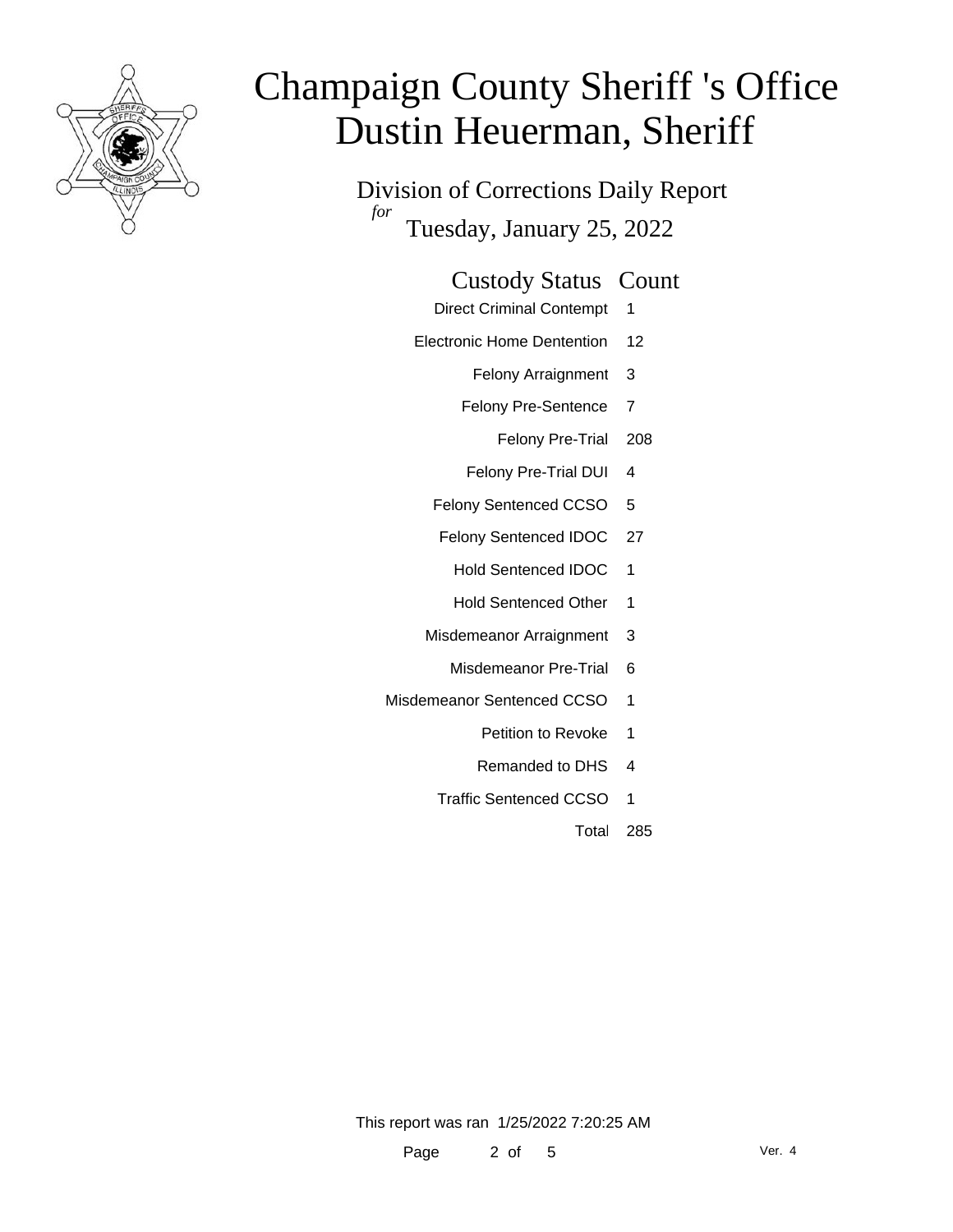# Champaign County Sheriff 's Office
# Dustin Heuerman, Sheriff

## Division of Corrections Daily Report

*for* Tuesday, January 25, 2022

| Custody Status | Count |
|---|---|
| Direct Criminal Contempt | 1 |
| Electronic Home Dentention | 12 |
| Felony Arraignment | 3 |
| Felony Pre-Sentence | 7 |
| Felony Pre-Trial | 208 |
| Felony Pre-Trial DUI | 4 |
| Felony Sentenced CCSO | 5 |
| Felony Sentenced IDOC | 27 |
| Hold Sentenced IDOC | 1 |
| Hold Sentenced Other | 1 |
| Misdemeanor Arraignment | 3 |
| Misdemeanor Pre-Trial | 6 |
| Misdemeanor Sentenced CCSO | 1 |
| Petition to Revoke | 1 |
| Remanded to DHS | 4 |
| Traffic Sentenced CCSO | 1 |
| Total | 285 |

This report was ran 1/25/2022 7:20:25 AM

Ver. 4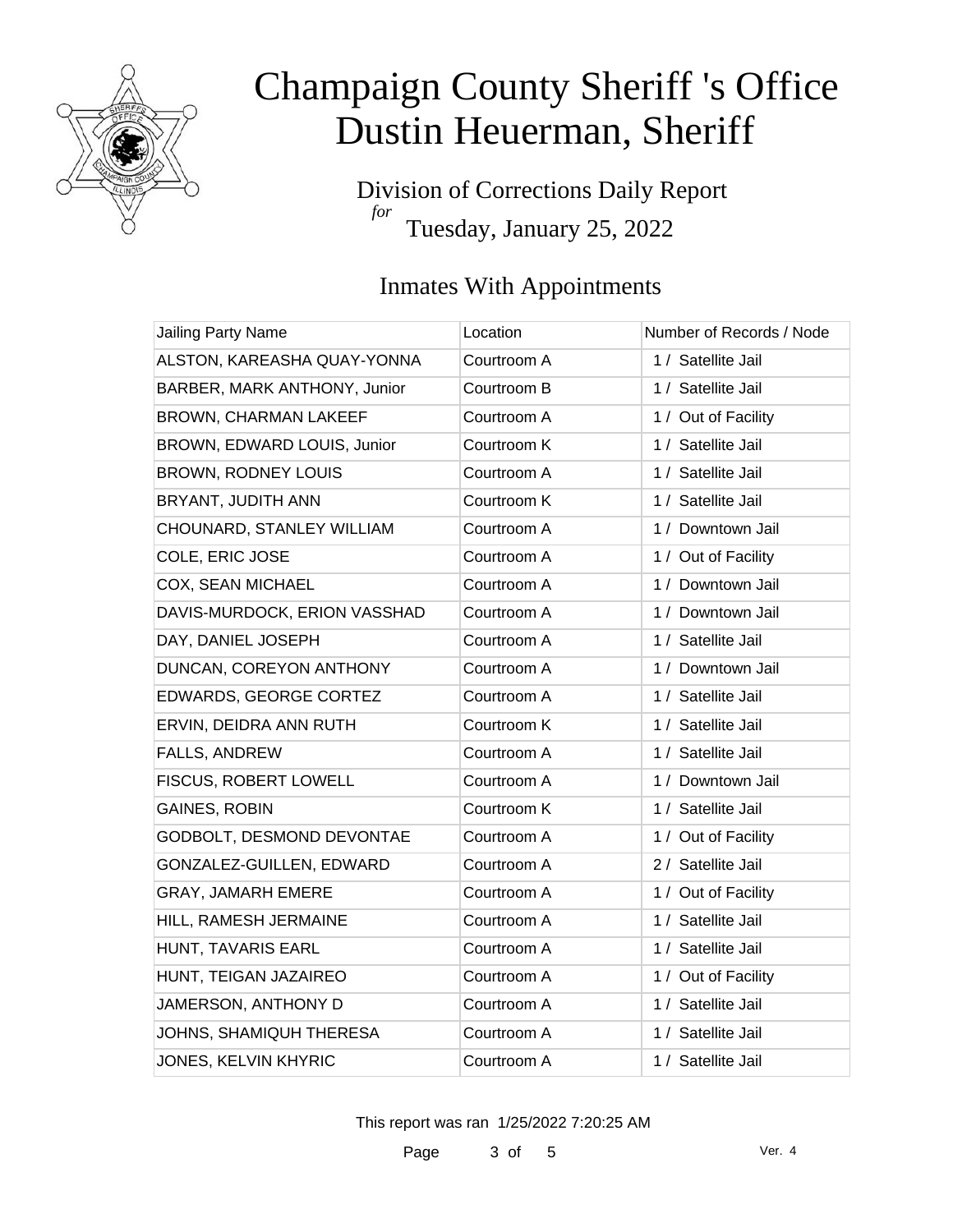# Champaign County Sheriff 's Office
# Dustin Heuerman, Sheriff

## Division of Corrections Daily Report
*for*
## Tuesday, January 25, 2022

### Inmates With Appointments

| Jailing Party Name | Location | Number of Records / Node |
|---|---|---|
| ALSTON, KAREASHA QUAY-YONNA | Courtroom A | 1 / Satellite Jail |
| BARBER, MARK ANTHONY, Junior | Courtroom B | 1 / Satellite Jail |
| BROWN, CHARMAN LAKEEF | Courtroom A | 1 / Out of Facility |
| BROWN, EDWARD LOUIS, Junior | Courtroom K | 1 / Satellite Jail |
| BROWN, RODNEY LOUIS | Courtroom A | 1 / Satellite Jail |
| BRYANT, JUDITH ANN | Courtroom K | 1 / Satellite Jail |
| CHOUNARD, STANLEY WILLIAM | Courtroom A | 1 / Downtown Jail |
| COLE, ERIC JOSE | Courtroom A | 1 / Out of Facility |
| COX, SEAN MICHAEL | Courtroom A | 1 / Downtown Jail |
| DAVIS-MURDOCK, ERION VASSHAD | Courtroom A | 1 / Downtown Jail |
| DAY, DANIEL JOSEPH | Courtroom A | 1 / Satellite Jail |
| DUNCAN, COREYON ANTHONY | Courtroom A | 1 / Downtown Jail |
| EDWARDS, GEORGE CORTEZ | Courtroom A | 1 / Satellite Jail |
| ERVIN, DEIDRA ANN RUTH | Courtroom K | 1 / Satellite Jail |
| FALLS, ANDREW | Courtroom A | 1 / Satellite Jail |
| FISCUS, ROBERT LOWELL | Courtroom A | 1 / Downtown Jail |
| GAINES, ROBIN | Courtroom K | 1 / Satellite Jail |
| GODBOLT, DESMOND DEVONTAE | Courtroom A | 1 / Out of Facility |
| GONZALEZ-GUILLEN, EDWARD | Courtroom A | 2 / Satellite Jail |
| GRAY, JAMARH EMERE | Courtroom A | 1 / Out of Facility |
| HILL, RAMESH JERMAINE | Courtroom A | 1 / Satellite Jail |
| HUNT, TAVARIS EARL | Courtroom A | 1 / Satellite Jail |
| HUNT, TEIGAN JAZAIREO | Courtroom A | 1 / Out of Facility |
| JAMERSON, ANTHONY D | Courtroom A | 1 / Satellite Jail |
| JOHNS, SHAMIQUH THERESA | Courtroom A | 1 / Satellite Jail |
| JONES, KELVIN KHYRIC | Courtroom A | 1 / Satellite Jail |

This report was ran 1/25/2022 7:20:25 AM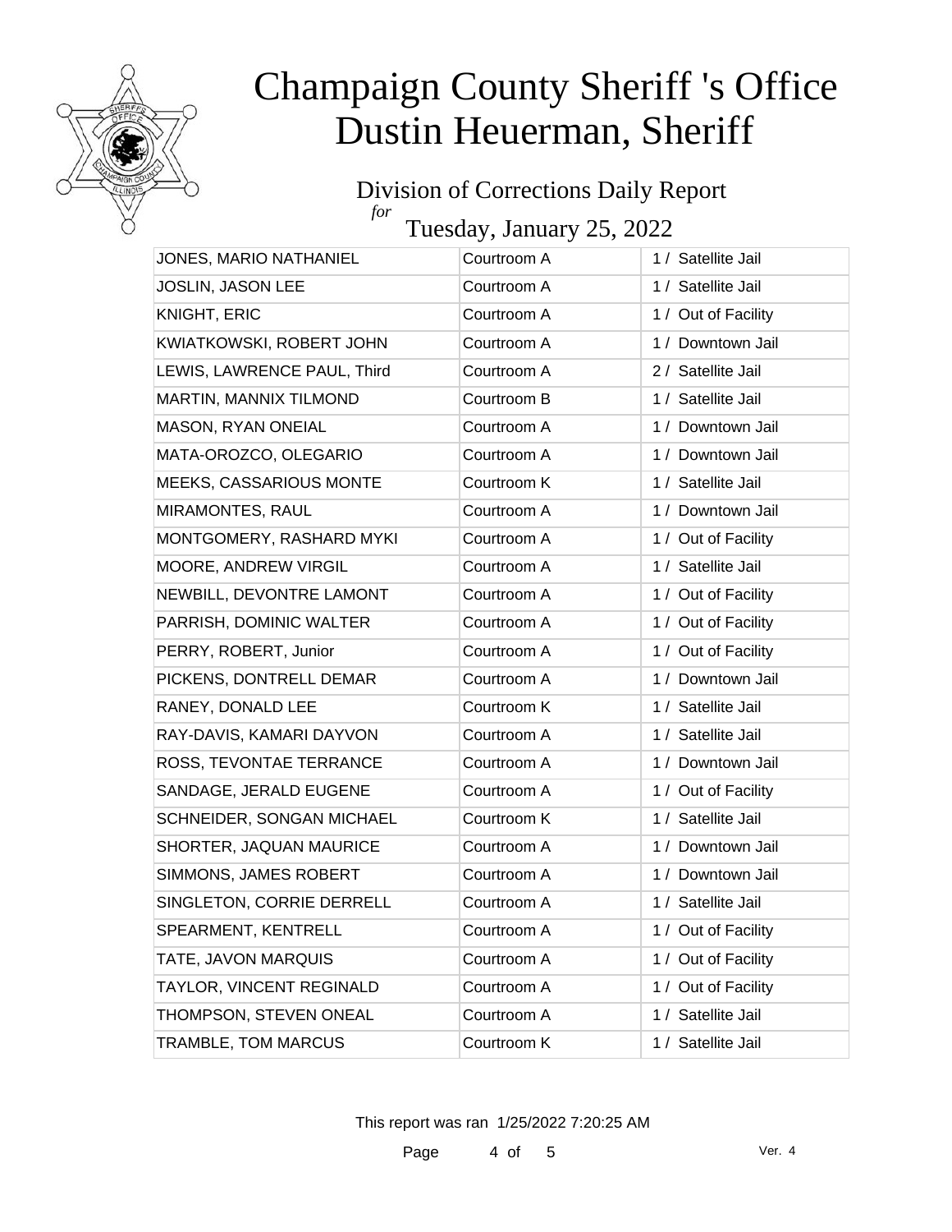# Champaign County Sheriff 's Office
# Dustin Heuerman, Sheriff

## Division of Corrections Daily Report
*for*
## Tuesday, January 25, 2022

| | | |
|---|---|---|
| JONES, MARIO NATHANIEL | Courtroom A | 1 / Satellite Jail |
| JOSLIN, JASON LEE | Courtroom A | 1 / Satellite Jail |
| KNIGHT, ERIC | Courtroom A | 1 / Out of Facility |
| KWIATKOWSKI, ROBERT JOHN | Courtroom A | 1 / Downtown Jail |
| LEWIS, LAWRENCE PAUL, Third | Courtroom A | 2 / Satellite Jail |
| MARTIN, MANNIX TILMOND | Courtroom B | 1 / Satellite Jail |
| MASON, RYAN ONEIAL | Courtroom A | 1 / Downtown Jail |
| MATA-OROZCO, OLEGARIO | Courtroom A | 1 / Downtown Jail |
| MEEKS, CASSARIOUS MONTE | Courtroom K | 1 / Satellite Jail |
| MIRAMONTES, RAUL | Courtroom A | 1 / Downtown Jail |
| MONTGOMERY, RASHARD MYKI | Courtroom A | 1 / Out of Facility |
| MOORE, ANDREW VIRGIL | Courtroom A | 1 / Satellite Jail |
| NEWBILL, DEVONTRE LAMONT | Courtroom A | 1 / Out of Facility |
| PARRISH, DOMINIC WALTER | Courtroom A | 1 / Out of Facility |
| PERRY, ROBERT, Junior | Courtroom A | 1 / Out of Facility |
| PICKENS, DONTRELL DEMAR | Courtroom A | 1 / Downtown Jail |
| RANEY, DONALD LEE | Courtroom K | 1 / Satellite Jail |
| RAY-DAVIS, KAMARI DAYVON | Courtroom A | 1 / Satellite Jail |
| ROSS, TEVONTAE TERRANCE | Courtroom A | 1 / Downtown Jail |
| SANDAGE, JERALD EUGENE | Courtroom A | 1 / Out of Facility |
| SCHNEIDER, SONGAN MICHAEL | Courtroom K | 1 / Satellite Jail |
| SHORTER, JAQUAN MAURICE | Courtroom A | 1 / Downtown Jail |
| SIMMONS, JAMES ROBERT | Courtroom A | 1 / Downtown Jail |
| SINGLETON, CORRIE DERRELL | Courtroom A | 1 / Satellite Jail |
| SPEARMENT, KENTRELL | Courtroom A | 1 / Out of Facility |
| TATE, JAVON MARQUIS | Courtroom A | 1 / Out of Facility |
| TAYLOR, VINCENT REGINALD | Courtroom A | 1 / Out of Facility |
| THOMPSON, STEVEN ONEAL | Courtroom A | 1 / Satellite Jail |
| TRAMBLE, TOM MARCUS | Courtroom K | 1 / Satellite Jail |

This report was ran 1/25/2022 7:20:25 AM

Ver. 4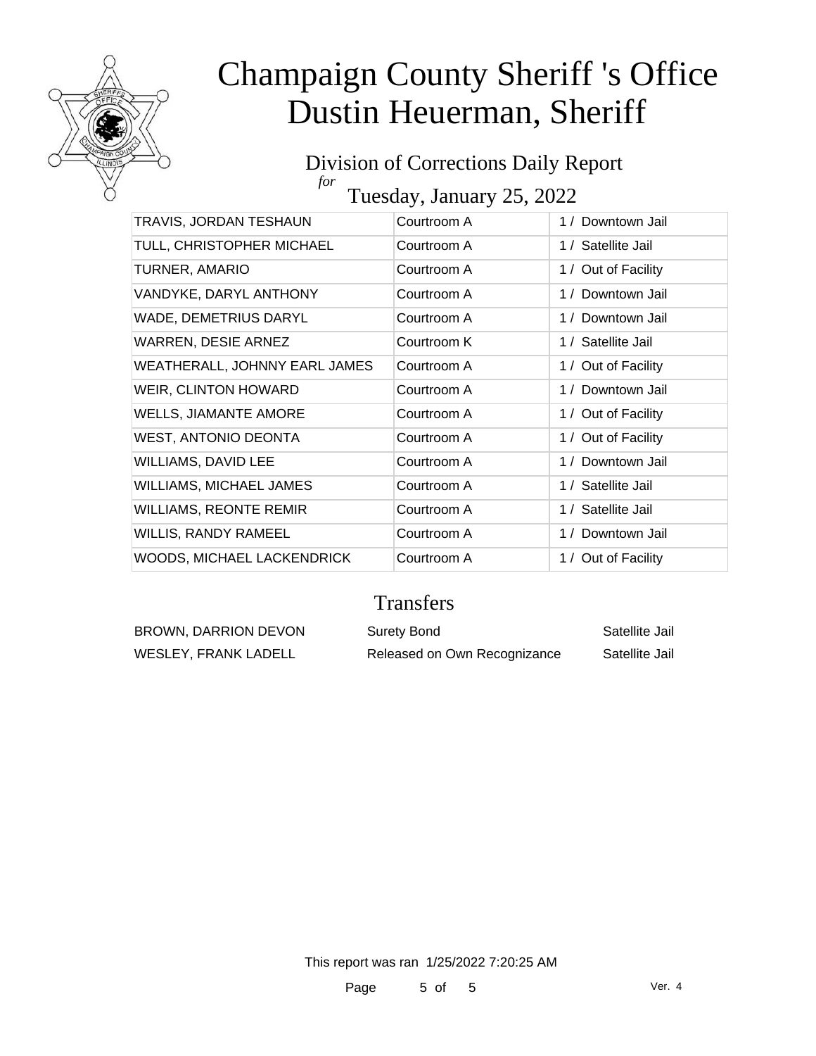# Champaign County Sheriff 's Office
# Dustin Heuerman, Sheriff

## Division of Corrections Daily Report
*for*
## Tuesday, January 25, 2022

| | | |
|---|---|---|
| TRAVIS, JORDAN TESHAUN | Courtroom A | 1 / Downtown Jail |
| TULL, CHRISTOPHER MICHAEL | Courtroom A | 1 / Satellite Jail |
| TURNER, AMARIO | Courtroom A | 1 / Out of Facility |
| VANDYKE, DARYL ANTHONY | Courtroom A | 1 / Downtown Jail |
| WADE, DEMETRIUS DARYL | Courtroom A | 1 / Downtown Jail |
| WARREN, DESIE ARNEZ | Courtroom K | 1 / Satellite Jail |
| WEATHERALL, JOHNNY EARL JAMES | Courtroom A | 1 / Out of Facility |
| WEIR, CLINTON HOWARD | Courtroom A | 1 / Downtown Jail |
| WELLS, JIAMANTE AMORE | Courtroom A | 1 / Out of Facility |
| WEST, ANTONIO DEONTA | Courtroom A | 1 / Out of Facility |
| WILLIAMS, DAVID LEE | Courtroom A | 1 / Downtown Jail |
| WILLIAMS, MICHAEL JAMES | Courtroom A | 1 / Satellite Jail |
| WILLIAMS, REONTE REMIR | Courtroom A | 1 / Satellite Jail |
| WILLIS, RANDY RAMEEL | Courtroom A | 1 / Downtown Jail |
| WOODS, MICHAEL LACKENDRICK | Courtroom A | 1 / Out of Facility |

## Transfers

| | | |
|---|---|---|
| BROWN, DARRION DEVON | Surety Bond | Satellite Jail |
| WESLEY, FRANK LADELL | Released on Own Recognizance | Satellite Jail |

This report was ran 1/25/2022 7:20:25 AM

Ver. 4